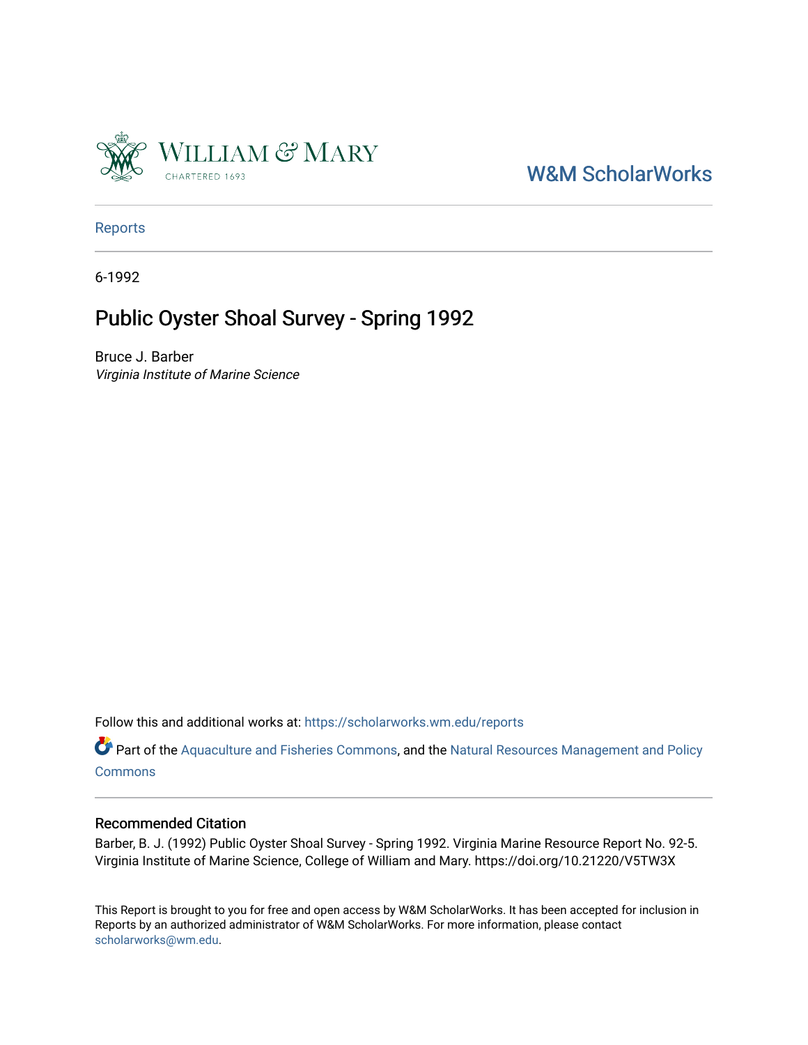William & Mary

CHARTERED 1693

W&M ScholarWorks

Reports

6-1992

# Public Oyster Shoal Survey - Spring 1992

Bruce J. Barber

*Virginia Institute of Marine Science*

Follow this and additional works at: https://scholarworks.wm.edu/reports

Part of the Aquaculture and Fisheries Commons, and the Natural Resources Management and Policy Commons

## Recommended Citation

Barber, B. J. (1992) Public Oyster Shoal Survey - Spring 1992. Virginia Marine Resource Report No. 92-5. Virginia Institute of Marine Science, College of William and Mary. https://doi.org/10.21220/V5TW3X

This Report is brought to you for free and open access by W&M ScholarWorks. It has been accepted for inclusion in Reports by an authorized administrator of W&M ScholarWorks. For more information, please contact scholarworks@wm.edu.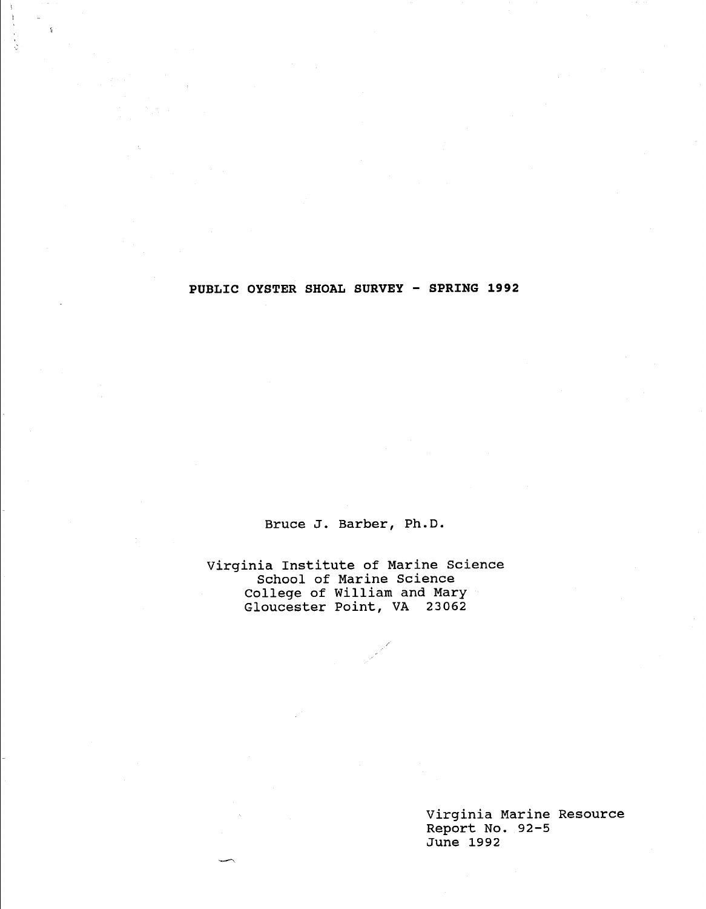# PUBLIC OYSTER SHOAL SURVEY - SPRING 1992

Bruce J. Barber, Ph.D.

Virginia Institute of Marine Science
School of Marine Science
College of William and Mary
Gloucester Point, VA 23062

Virginia Marine Resource
Report No. 92-5
June 1992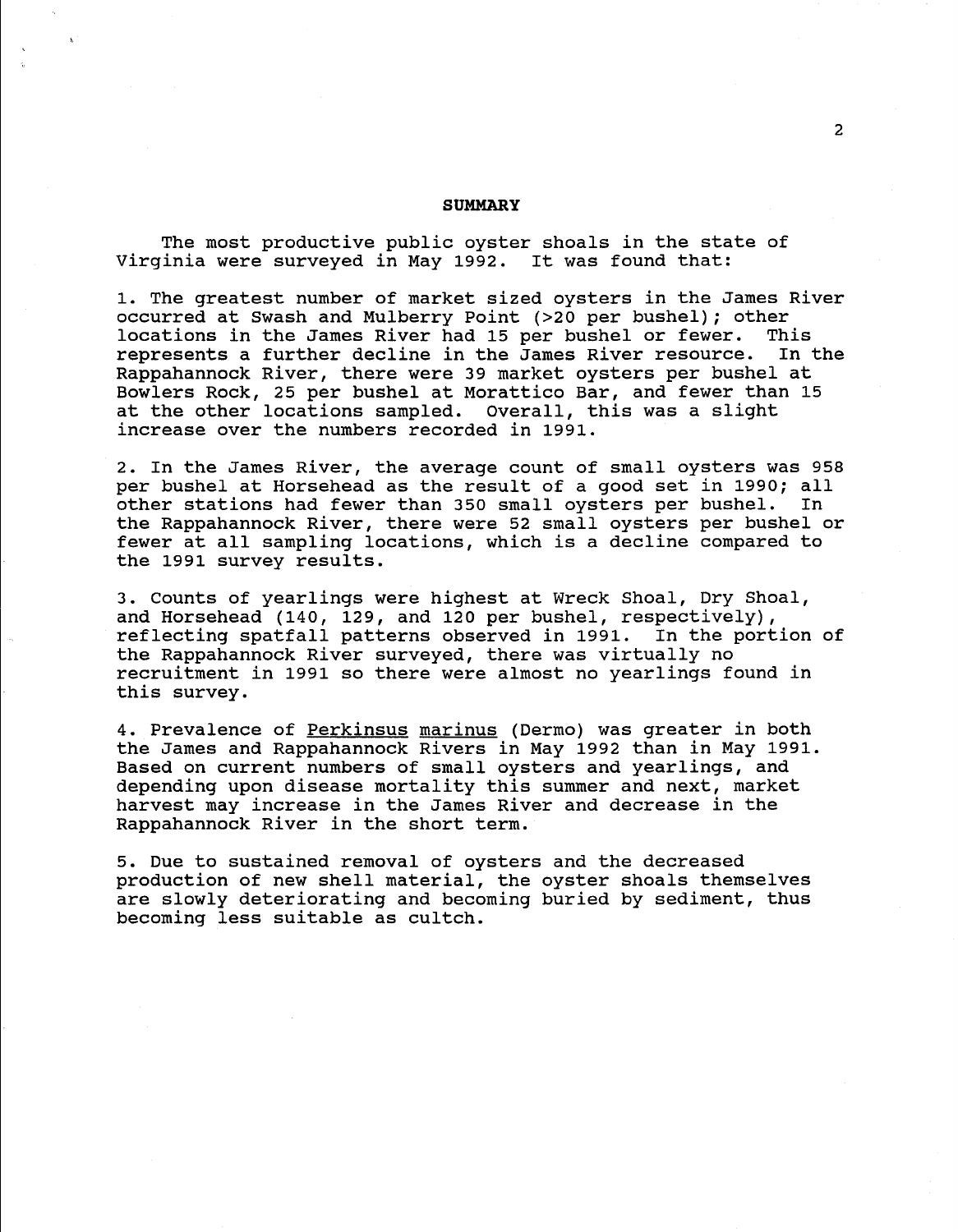## SUMMARY

The most productive public oyster shoals in the state of Virginia were surveyed in May 1992. It was found that:

1. The greatest number of market sized oysters in the James River occurred at Swash and Mulberry Point (>20 per bushel); other locations in the James River had 15 per bushel or fewer. This represents a further decline in the James River resource. In the Rappahannock River, there were 39 market oysters per bushel at Bowlers Rock, 25 per bushel at Morattico Bar, and fewer than 15 at the other locations sampled. Overall, this was a slight increase over the numbers recorded in 1991.

2. In the James River, the average count of small oysters was 958 per bushel at Horsehead as the result of a good set in 1990; all other stations had fewer than 350 small oysters per bushel. In the Rappahannock River, there were 52 small oysters per bushel or fewer at all sampling locations, which is a decline compared to the 1991 survey results.

3. Counts of yearlings were highest at Wreck Shoal, Dry Shoal, and Horsehead (140, 129, and 120 per bushel, respectively), reflecting spatfall patterns observed in 1991. In the portion of the Rappahannock River surveyed, there was virtually no recruitment in 1991 so there were almost no yearlings found in this survey.

4. Prevalence of *Perkinsus marinus* (Dermo) was greater in both the James and Rappahannock Rivers in May 1992 than in May 1991. Based on current numbers of small oysters and yearlings, and depending upon disease mortality this summer and next, market harvest may increase in the James River and decrease in the Rappahannock River in the short term.

5. Due to sustained removal of oysters and the decreased production of new shell material, the oyster shoals themselves are slowly deteriorating and becoming buried by sediment, thus becoming less suitable as cultch.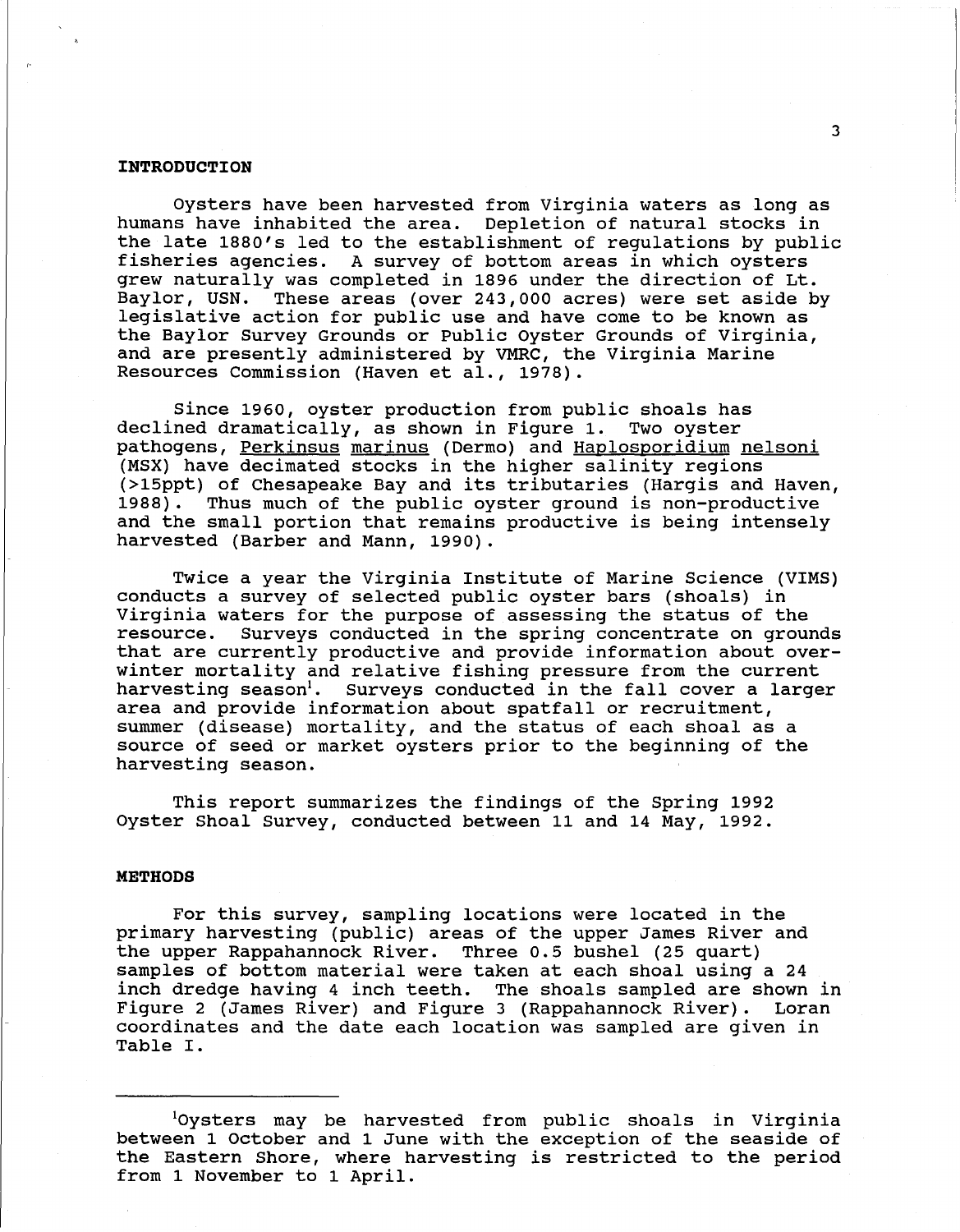## INTRODUCTION

Oysters have been harvested from Virginia waters as long as humans have inhabited the area. Depletion of natural stocks in the late 1880's led to the establishment of regulations by public fisheries agencies. A survey of bottom areas in which oysters grew naturally was completed in 1896 under the direction of Lt. Baylor, USN. These areas (over 243,000 acres) were set aside by legislative action for public use and have come to be known as the Baylor Survey Grounds or Public Oyster Grounds of Virginia, and are presently administered by VMRC, the Virginia Marine Resources Commission (Haven et al., 1978).

Since 1960, oyster production from public shoals has declined dramatically, as shown in Figure 1. Two oyster pathogens, Perkinsus marinus (Dermo) and Haplosporidium nelsoni (MSX) have decimated stocks in the higher salinity regions (>15ppt) of Chesapeake Bay and its tributaries (Hargis and Haven, 1988). Thus much of the public oyster ground is non-productive and the small portion that remains productive is being intensely harvested (Barber and Mann, 1990).

Twice a year the Virginia Institute of Marine Science (VIMS) conducts a survey of selected public oyster bars (shoals) in Virginia waters for the purpose of assessing the status of the resource. Surveys conducted in the spring concentrate on grounds that are currently productive and provide information about over-winter mortality and relative fishing pressure from the current harvesting season[1]. Surveys conducted in the fall cover a larger area and provide information about spatfall or recruitment, summer (disease) mortality, and the status of each shoal as a source of seed or market oysters prior to the beginning of the harvesting season.

This report summarizes the findings of the Spring 1992 Oyster Shoal Survey, conducted between 11 and 14 May, 1992.

## METHODS

For this survey, sampling locations were located in the primary harvesting (public) areas of the upper James River and the upper Rappahannock River. Three 0.5 bushel (25 quart) samples of bottom material were taken at each shoal using a 24 inch dredge having 4 inch teeth. The shoals sampled are shown in Figure 2 (James River) and Figure 3 (Rappahannock River). Loran coordinates and the date each location was sampled are given in Table I.

---

[1]Oysters may be harvested from public shoals in Virginia between 1 October and 1 June with the exception of the seaside of the Eastern Shore, where harvesting is restricted to the period from 1 November to 1 April.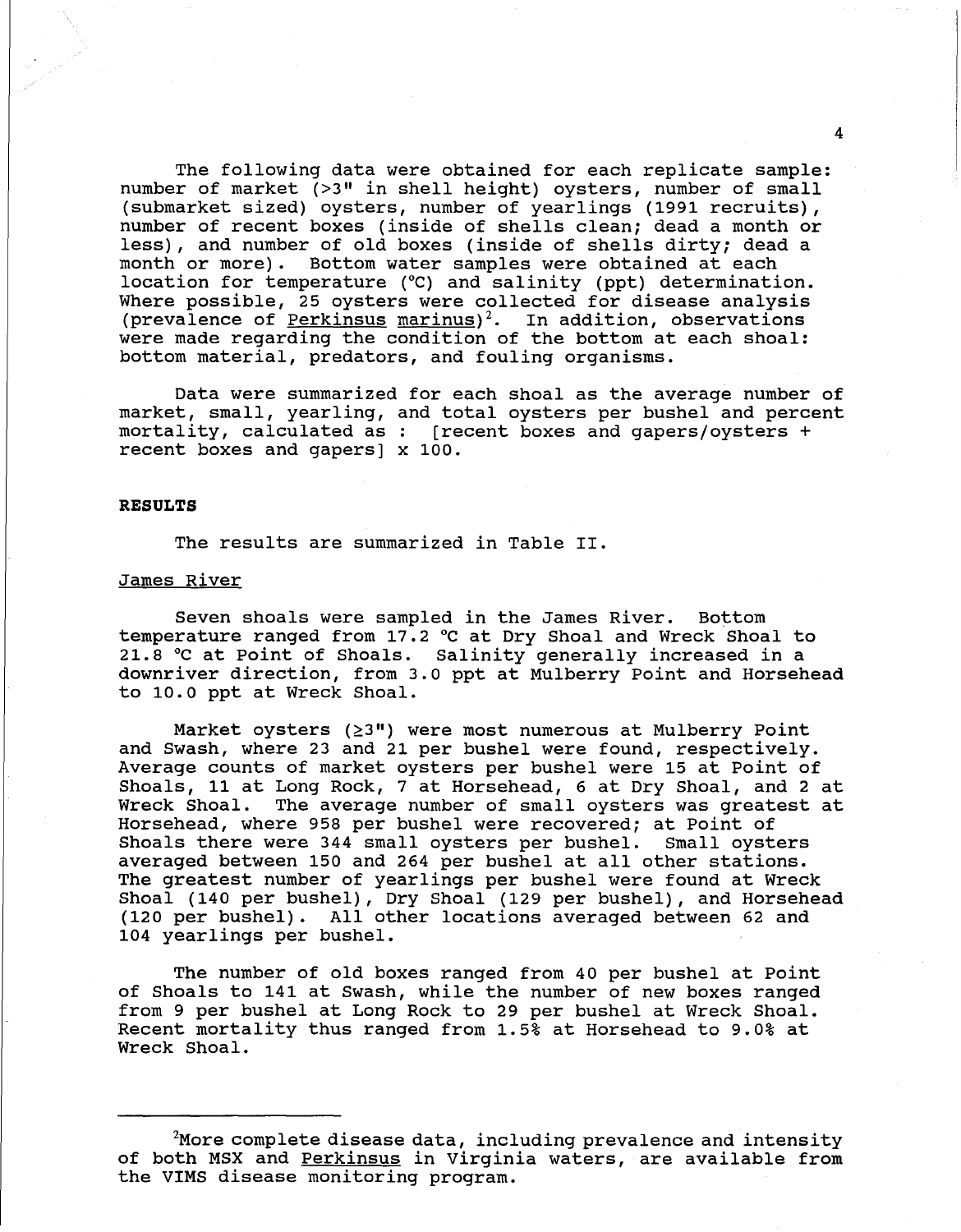The following data were obtained for each replicate sample: number of market (>3" in shell height) oysters, number of small (submarket sized) oysters, number of yearlings (1991 recruits), number of recent boxes (inside of shells clean; dead a month or less), and number of old boxes (inside of shells dirty; dead a month or more). Bottom water samples were obtained at each location for temperature (°C) and salinity (ppt) determination. Where possible, 25 oysters were collected for disease analysis (prevalence of *Perkinsus marinus*)[2]. In addition, observations were made regarding the condition of the bottom at each shoal: bottom material, predators, and fouling organisms.

Data were summarized for each shoal as the average number of market, small, yearling, and total oysters per bushel and percent mortality, calculated as : [recent boxes and gapers/oysters + recent boxes and gapers] x 100.

## RESULTS

The results are summarized in Table II.

### James River

Seven shoals were sampled in the James River. Bottom temperature ranged from 17.2 °C at Dry Shoal and Wreck Shoal to 21.8 °C at Point of Shoals. Salinity generally increased in a downriver direction, from 3.0 ppt at Mulberry Point and Horsehead to 10.0 ppt at Wreck Shoal.

Market oysters (≥3") were most numerous at Mulberry Point and Swash, where 23 and 21 per bushel were found, respectively. Average counts of market oysters per bushel were 15 at Point of Shoals, 11 at Long Rock, 7 at Horsehead, 6 at Dry Shoal, and 2 at Wreck Shoal. The average number of small oysters was greatest at Horsehead, where 958 per bushel were recovered; at Point of Shoals there were 344 small oysters per bushel. Small oysters averaged between 150 and 264 per bushel at all other stations. The greatest number of yearlings per bushel were found at Wreck Shoal (140 per bushel), Dry Shoal (129 per bushel), and Horsehead (120 per bushel). All other locations averaged between 62 and 104 yearlings per bushel.

The number of old boxes ranged from 40 per bushel at Point of Shoals to 141 at Swash, while the number of new boxes ranged from 9 per bushel at Long Rock to 29 per bushel at Wreck Shoal. Recent mortality thus ranged from 1.5% at Horsehead to 9.0% at Wreck Shoal.

---

[2] More complete disease data, including prevalence and intensity of both MSX and *Perkinsus* in Virginia waters, are available from the VIMS disease monitoring program.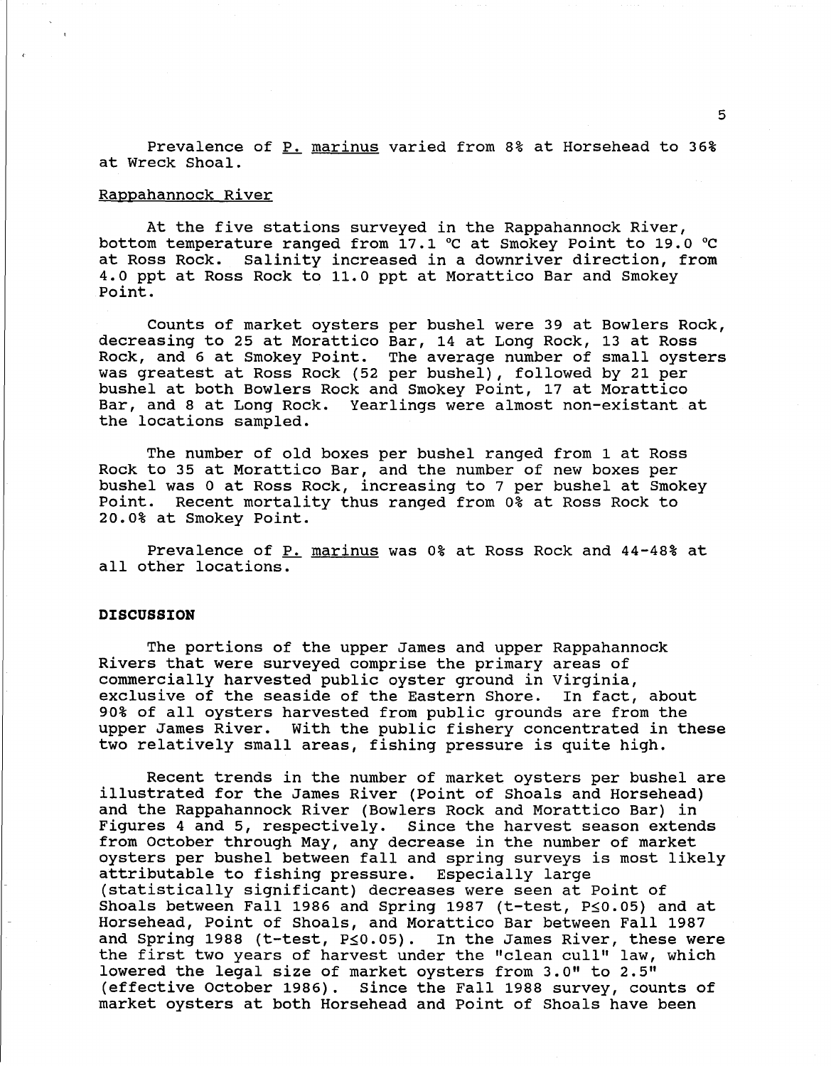Prevalence of _P._ marinus varied from 8% at Horsehead to 36% at Wreck Shoal.

Rappahannock River

At the five stations surveyed in the Rappahannock River, bottom temperature ranged from 17.1 °C at Smokey Point to 19.0 °C at Ross Rock. Salinity increased in a downriver direction, from 4.0 ppt at Ross Rock to 11.0 ppt at Morattico Bar and Smokey Point.

Counts of market oysters per bushel were 39 at Bowlers Rock, decreasing to 25 at Morattico Bar, 14 at Long Rock, 13 at Ross Rock, and 6 at Smokey Point. The average number of small oysters was greatest at Ross Rock (52 per bushel), followed by 21 per bushel at both Bowlers Rock and Smokey Point, 17 at Morattico Bar, and 8 at Long Rock. Yearlings were almost non-existant at the locations sampled.

The number of old boxes per bushel ranged from 1 at Ross Rock to 35 at Morattico Bar, and the number of new boxes per bushel was 0 at Ross Rock, increasing to 7 per bushel at Smokey Point. Recent mortality thus ranged from 0% at Ross Rock to 20.0% at Smokey Point.

Prevalence of _P._ marinus was 0% at Ross Rock and 44-48% at all other locations.

**DISCUSSION**

The portions of the upper James and upper Rappahannock Rivers that were surveyed comprise the primary areas of commercially harvested public oyster ground in Virginia, exclusive of the seaside of the Eastern Shore. In fact, about 90% of all oysters harvested from public grounds are from the upper James River. With the public fishery concentrated in these two relatively small areas, fishing pressure is quite high.

Recent trends in the number of market oysters per bushel are illustrated for the James River (Point of Shoals and Horsehead) and the Rappahannock River (Bowlers Rock and Morattico Bar) in Figures 4 and 5, respectively. Since the harvest season extends from October through May, any decrease in the number of market oysters per bushel between fall and spring surveys is most likely attributable to fishing pressure. Especially large (statistically significant) decreases were seen at Point of Shoals between Fall 1986 and Spring 1987 (t-test, $P \leq 0.05$) and at Horsehead, Point of Shoals, and Morattico Bar between Fall 1987 and Spring 1988 (t-test, $P \leq 0.05$). In the James River, these were the first two years of harvest under the "clean cull" law, which lowered the legal size of market oysters from 3.0" to 2.5" (effective October 1986). Since the Fall 1988 survey, counts of market oysters at both Horsehead and Point of Shoals have been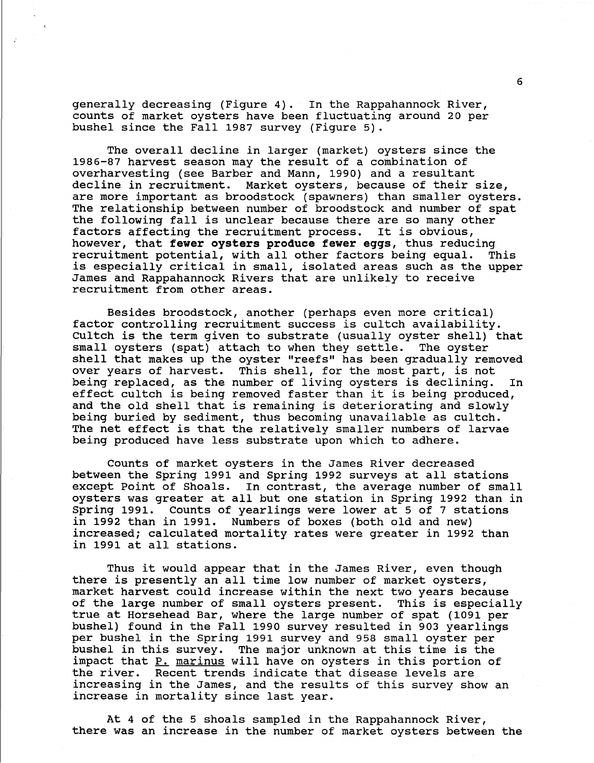generally decreasing (Figure 4). In the Rappahannock River, counts of market oysters have been fluctuating around 20 per bushel since the Fall 1987 survey (Figure 5).

The overall decline in larger (market) oysters since the 1986-87 harvest season may the result of a combination of overharvesting (see Barber and Mann, 1990) and a resultant decline in recruitment. Market oysters, because of their size, are more important as broodstock (spawners) than smaller oysters. The relationship between number of broodstock and number of spat the following fall is unclear because there are so many other factors affecting the recruitment process. It is obvious, however, that **fewer oysters produce fewer eggs**, thus reducing recruitment potential, with all other factors being equal. This is especially critical in small, isolated areas such as the upper James and Rappahannock Rivers that are unlikely to receive recruitment from other areas.

Besides broodstock, another (perhaps even more critical) factor controlling recruitment success is cultch availability. Cultch is the term given to substrate (usually oyster shell) that small oysters (spat) attach to when they settle. The oyster shell that makes up the oyster "reefs" has been gradually removed over years of harvest. This shell, for the most part, is not being replaced, as the number of living oysters is declining. In effect cultch is being removed faster than it is being produced, and the old shell that is remaining is deteriorating and slowly being buried by sediment, thus becoming unavailable as cultch. The net effect is that the relatively smaller numbers of larvae being produced have less substrate upon which to adhere.

Counts of market oysters in the James River decreased between the Spring 1991 and Spring 1992 surveys at all stations except Point of Shoals. In contrast, the average number of small oysters was greater at all but one station in Spring 1992 than in Spring 1991. Counts of yearlings were lower at 5 of 7 stations in 1992 than in 1991. Numbers of boxes (both old and new) increased; calculated mortality rates were greater in 1992 than in 1991 at all stations.

Thus it would appear that in the James River, even though there is presently an all time low number of market oysters, market harvest could increase within the next two years because of the large number of small oysters present. This is especially true at Horsehead Bar, where the large number of spat (1091 per bushel) found in the Fall 1990 survey resulted in 903 yearlings per bushel in the Spring 1991 survey and 958 small oyster per bushel in this survey. The major unknown at this time is the impact that _P. marinus_ will have on oysters in this portion of the river. Recent trends indicate that disease levels are increasing in the James, and the results of this survey show an increase in mortality since last year.

At 4 of the 5 shoals sampled in the Rappahannock River, there was an increase in the number of market oysters between the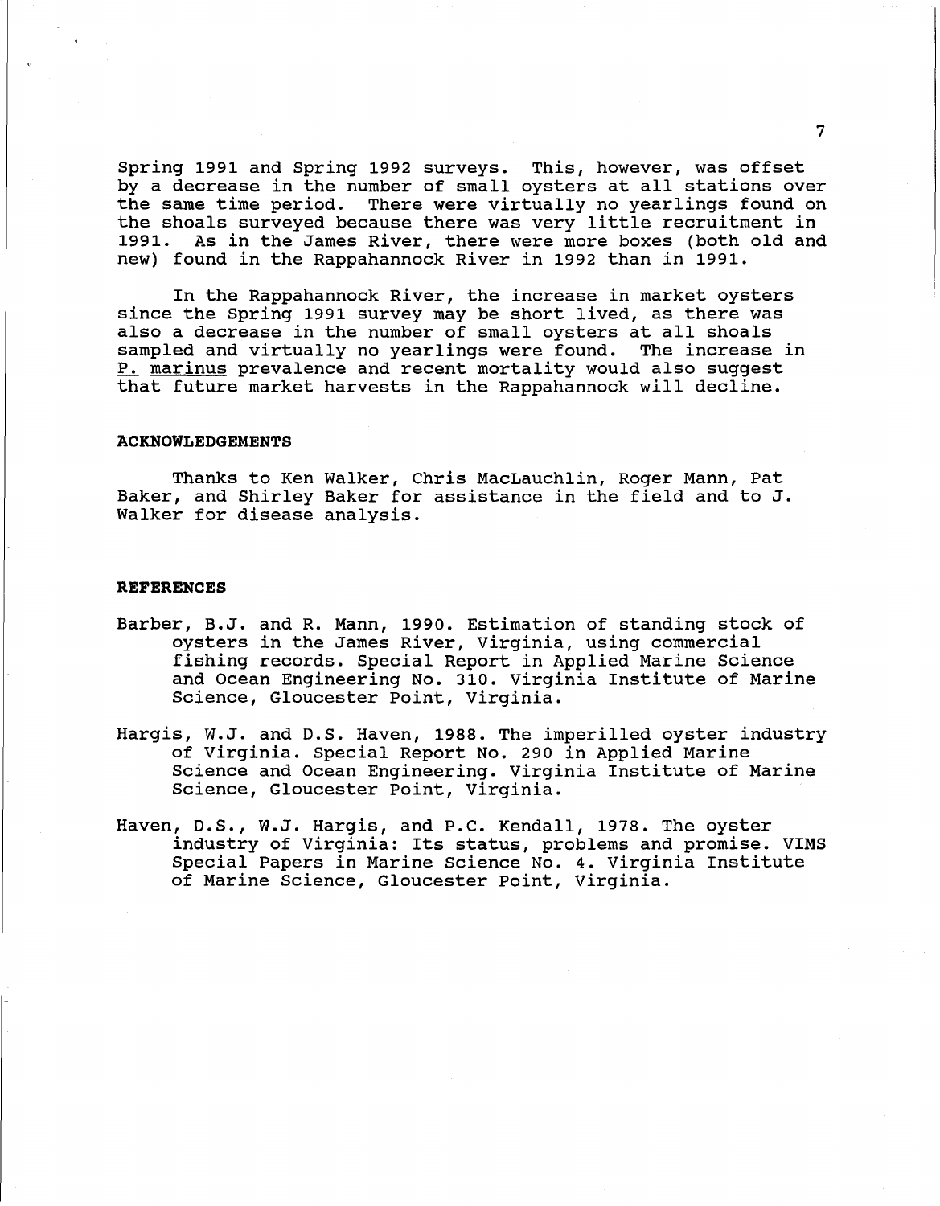Spring 1991 and Spring 1992 surveys. This, however, was offset by a decrease in the number of small oysters at all stations over the same time period. There were virtually no yearlings found on the shoals surveyed because there was very little recruitment in 1991. As in the James River, there were more boxes (both old and new) found in the Rappahannock River in 1992 than in 1991.

In the Rappahannock River, the increase in market oysters since the Spring 1991 survey may be short lived, as there was also a decrease in the number of small oysters at all shoals sampled and virtually no yearlings were found. The increase in P. marinus prevalence and recent mortality would also suggest that future market harvests in the Rappahannock will decline.

## ACKNOWLEDGEMENTS

Thanks to Ken Walker, Chris MacLauchlin, Roger Mann, Pat Baker, and Shirley Baker for assistance in the field and to J. Walker for disease analysis.

## REFERENCES

Barber, B.J. and R. Mann, 1990. Estimation of standing stock of oysters in the James River, Virginia, using commercial fishing records. Special Report in Applied Marine Science and Ocean Engineering No. 310. Virginia Institute of Marine Science, Gloucester Point, Virginia.

Hargis, W.J. and D.S. Haven, 1988. The imperilled oyster industry of Virginia. Special Report No. 290 in Applied Marine Science and Ocean Engineering. Virginia Institute of Marine Science, Gloucester Point, Virginia.

Haven, D.S., W.J. Hargis, and P.C. Kendall, 1978. The oyster industry of Virginia: Its status, problems and promise. VIMS Special Papers in Marine Science No. 4. Virginia Institute of Marine Science, Gloucester Point, Virginia.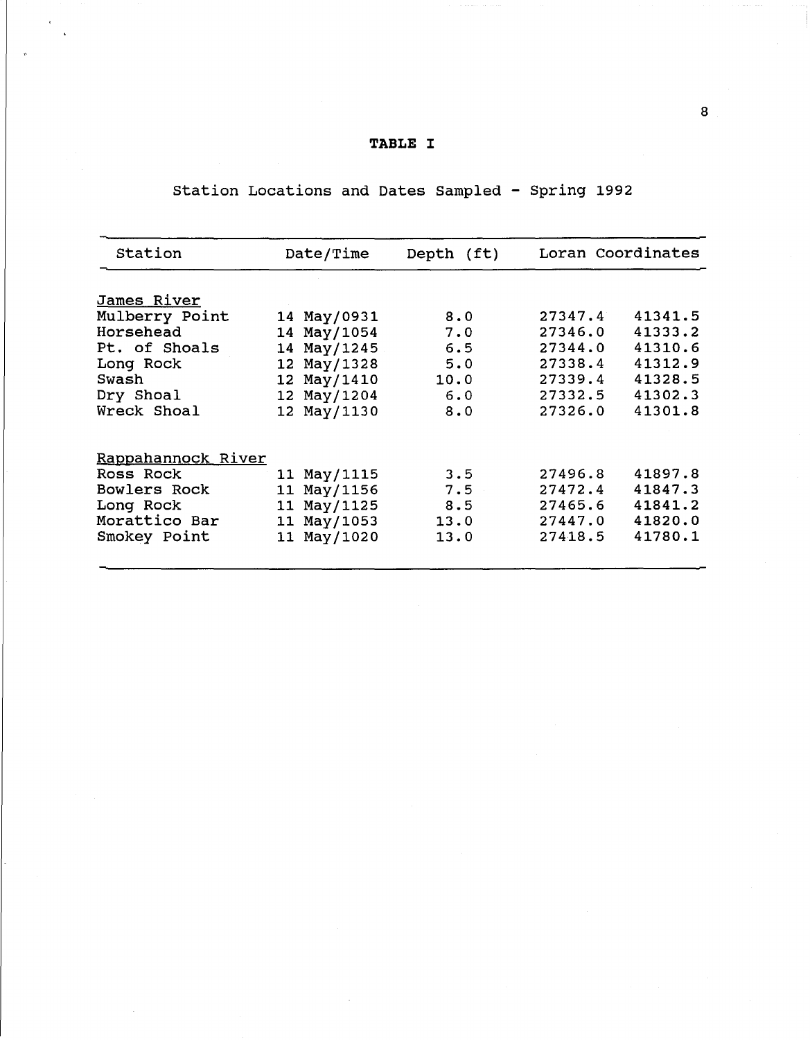# TABLE I

Station Locations and Dates Sampled - Spring 1992

| Station | Date/Time | Depth (ft) | Loran Coordinates | |
|---|---|---|---|---|
| James River | | | | |
| Mulberry Point | 14 May/0931 | 8.0 | 27347.4 | 41341.5 |
| Horsehead | 14 May/1054 | 7.0 | 27346.0 | 41333.2 |
| Pt. of Shoals | 14 May/1245 | 6.5 | 27344.0 | 41310.6 |
| Long Rock | 12 May/1328 | 5.0 | 27338.4 | 41312.9 |
| Swash | 12 May/1410 | 10.0 | 27339.4 | 41328.5 |
| Dry Shoal | 12 May/1204 | 6.0 | 27332.5 | 41302.3 |
| Wreck Shoal | 12 May/1130 | 8.0 | 27326.0 | 41301.8 |
| Rappahannock River | | | | |
| Ross Rock | 11 May/1115 | 3.5 | 27496.8 | 41897.8 |
| Bowlers Rock | 11 May/1156 | 7.5 | 27472.4 | 41847.3 |
| Long Rock | 11 May/1125 | 8.5 | 27465.6 | 41841.2 |
| Morattico Bar | 11 May/1053 | 13.0 | 27447.0 | 41820.0 |
| Smokey Point | 11 May/1020 | 13.0 | 27418.5 | 41780.1 |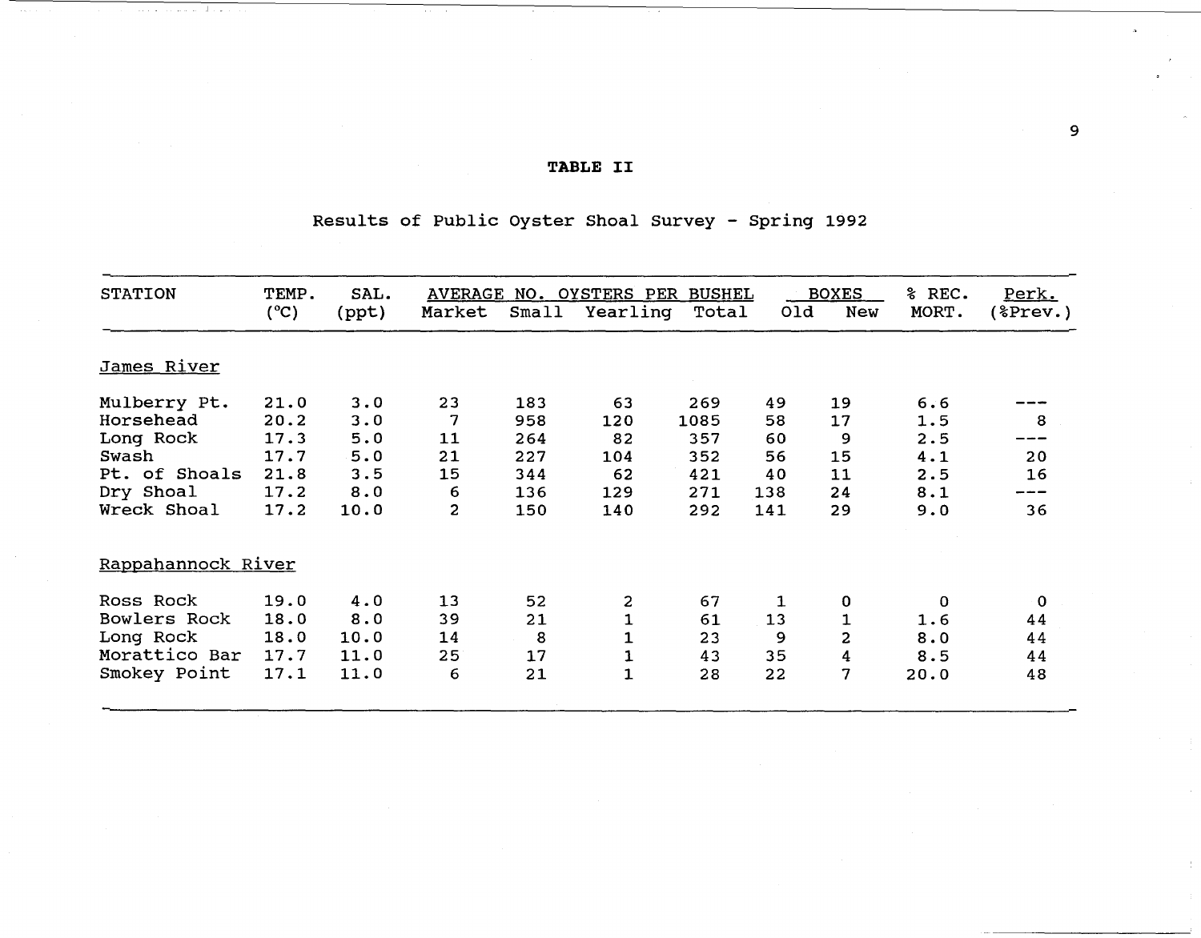**TABLE II**

Results of Public Oyster Shoal Survey - Spring 1992

| STATION | TEMP. (°C) | SAL. (ppt) | AVERAGE NO. OYSTERS PER BUSHEL | | | | BOXES | | % REC. MORT. | Perk. (%Prev.) |
|---|---|---|---|---|---|---|---|---|---|---|
| | | | Market | Small | Yearling | Total | Old | New | | |
| James River | | | | | | | | | | |
| Mulberry Pt. | 21.0 | 3.0 | 23 | 183 | 63 | 269 | 49 | 19 | 6.6 | --- |
| Horsehead | 20.2 | 3.0 | 7 | 958 | 120 | 1085 | 58 | 17 | 1.5 | 8 |
| Long Rock | 17.3 | 5.0 | 11 | 264 | 82 | 357 | 60 | 9 | 2.5 | --- |
| Swash | 17.7 | 5.0 | 21 | 227 | 104 | 352 | 56 | 15 | 4.1 | 20 |
| Pt. of Shoals | 21.8 | 3.5 | 15 | 344 | 62 | 421 | 40 | 11 | 2.5 | 16 |
| Dry Shoal | 17.2 | 8.0 | 6 | 136 | 129 | 271 | 138 | 24 | 8.1 | --- |
| Wreck Shoal | 17.2 | 10.0 | 2 | 150 | 140 | 292 | 141 | 29 | 9.0 | 36 |
| Rappahannock River | | | | | | | | | | |
| Ross Rock | 19.0 | 4.0 | 13 | 52 | 2 | 67 | 1 | 0 | 0 | 0 |
| Bowlers Rock | 18.0 | 8.0 | 39 | 21 | 1 | 61 | 13 | 1 | 1.6 | 44 |
| Long Rock | 18.0 | 10.0 | 14 | 8 | 1 | 23 | 9 | 2 | 8.0 | 44 |
| Morattico Bar | 17.7 | 11.0 | 25 | 17 | 1 | 43 | 35 | 4 | 8.5 | 44 |
| Smokey Point | 17.1 | 11.0 | 6 | 21 | 1 | 28 | 22 | 7 | 20.0 | 48 |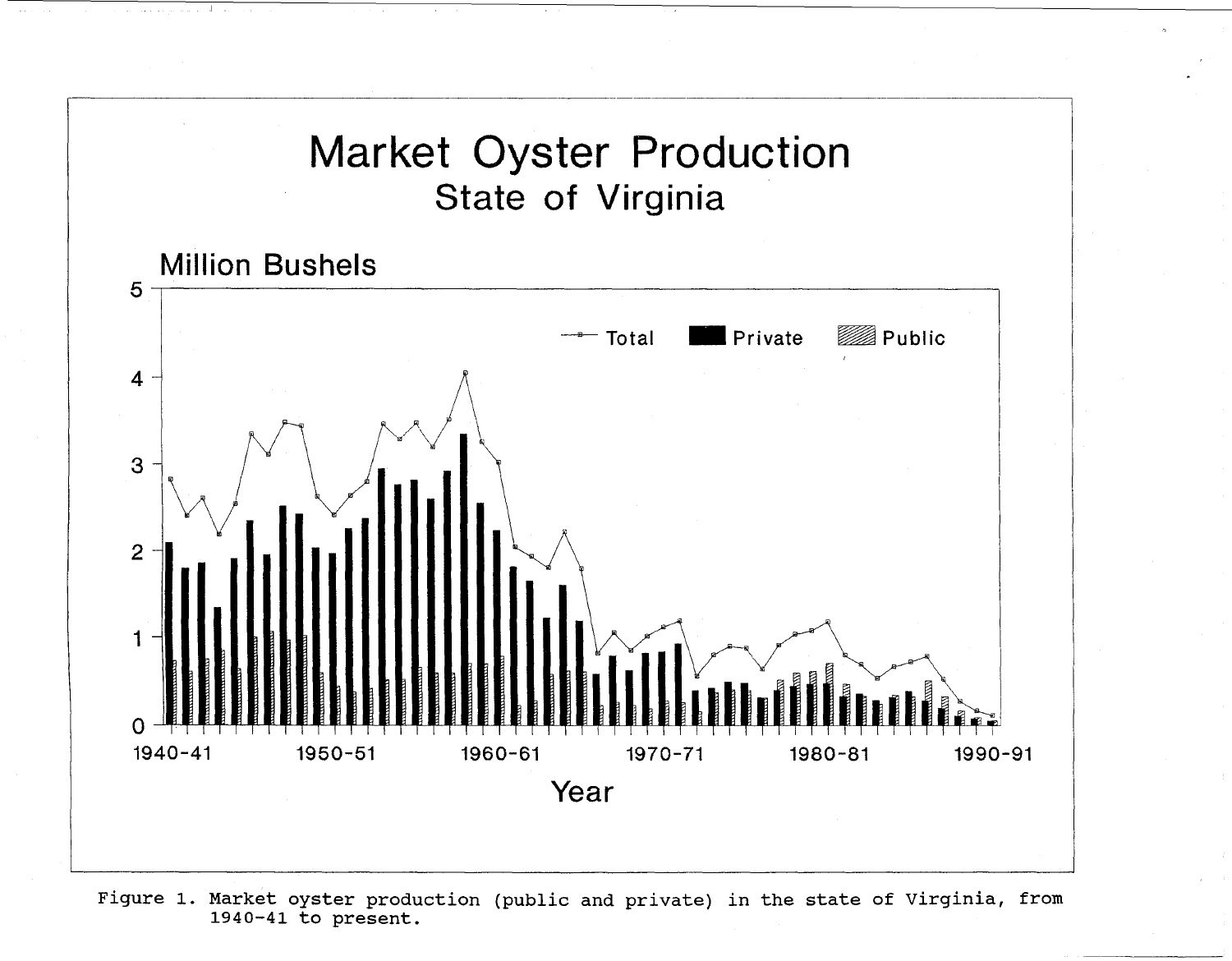Figure 1. Market oyster production (public and private) in the state of Virginia, from 1940-41 to present.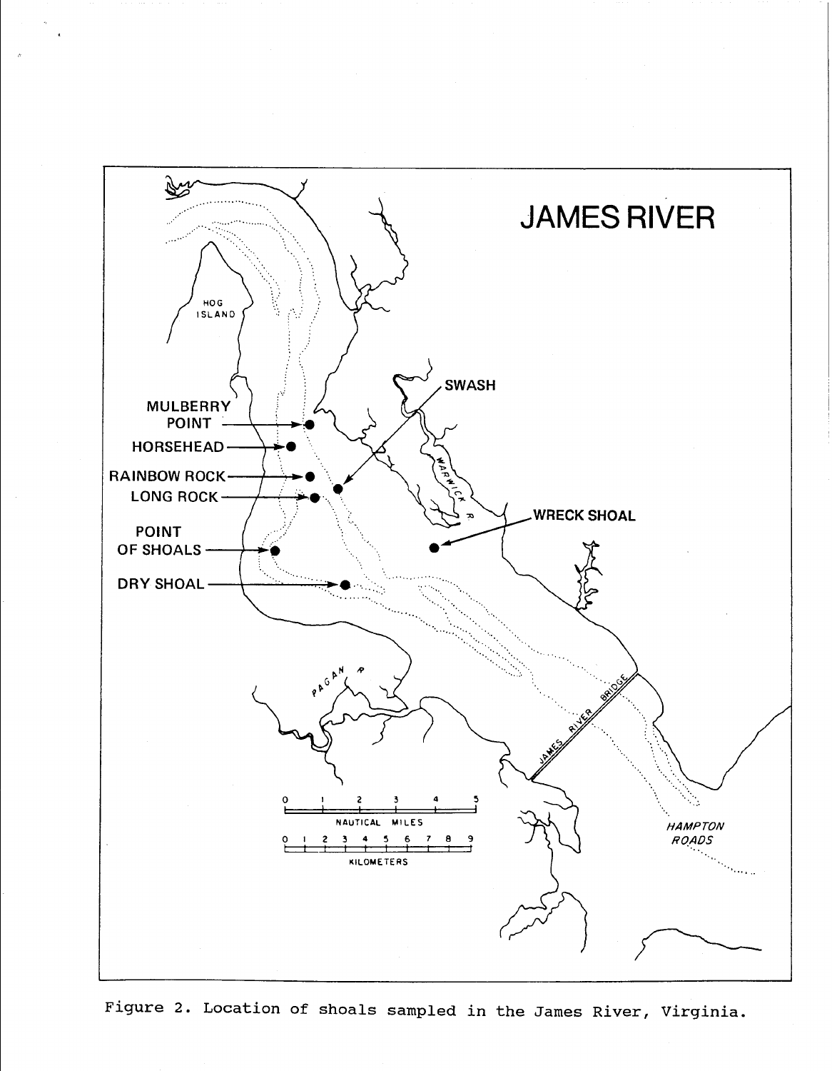Figure 2. Location of shoals sampled in the James River, Virginia.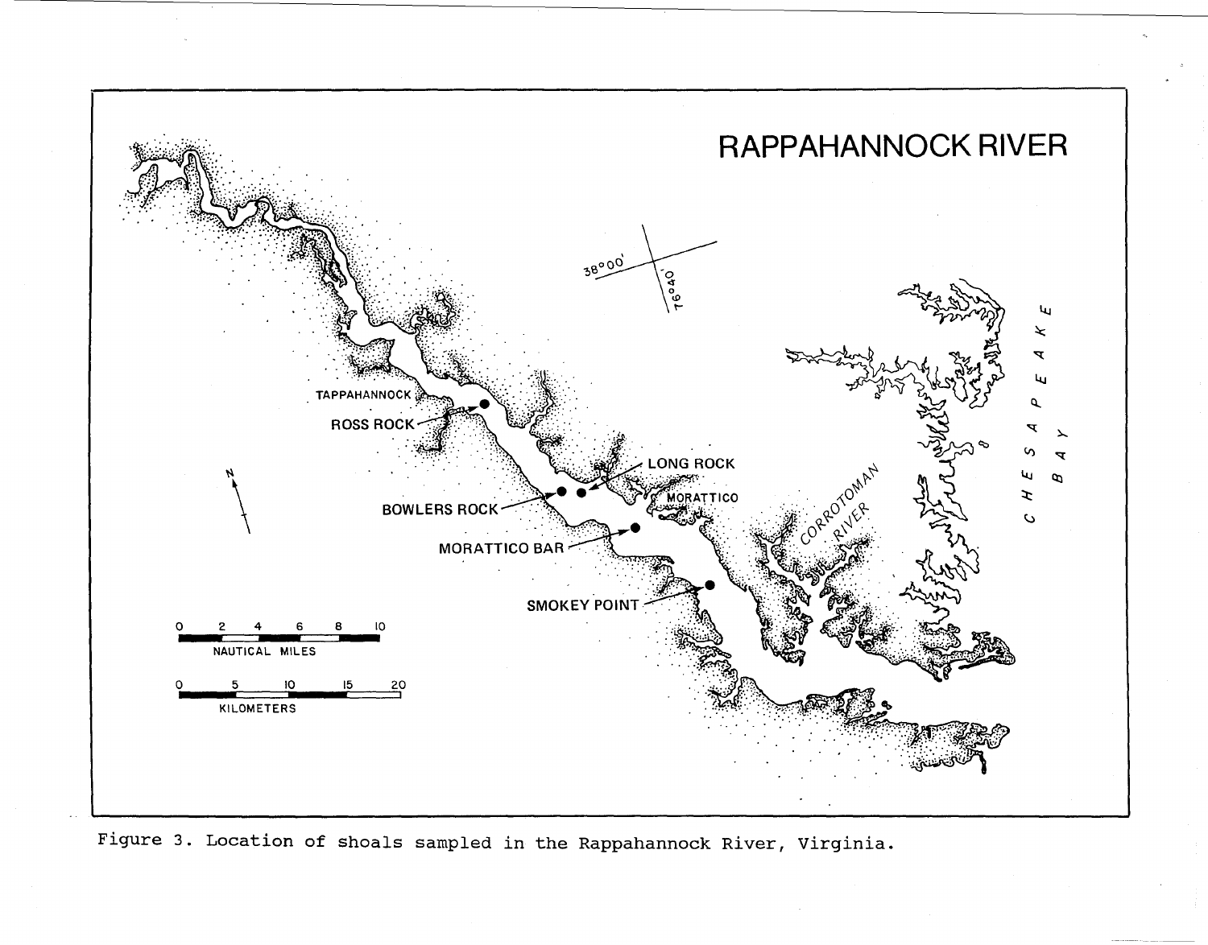Figure 3. Location of shoals sampled in the Rappahannock River, Virginia.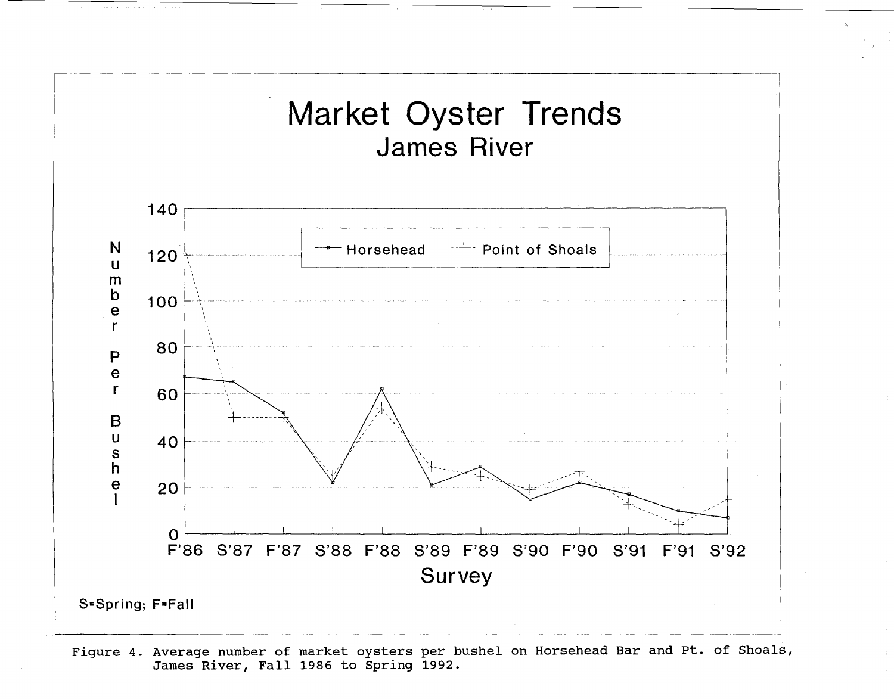Figure 4. Average number of market oysters per bushel on Horsehead Bar and Pt. of Shoals, James River, Fall 1986 to Spring 1992.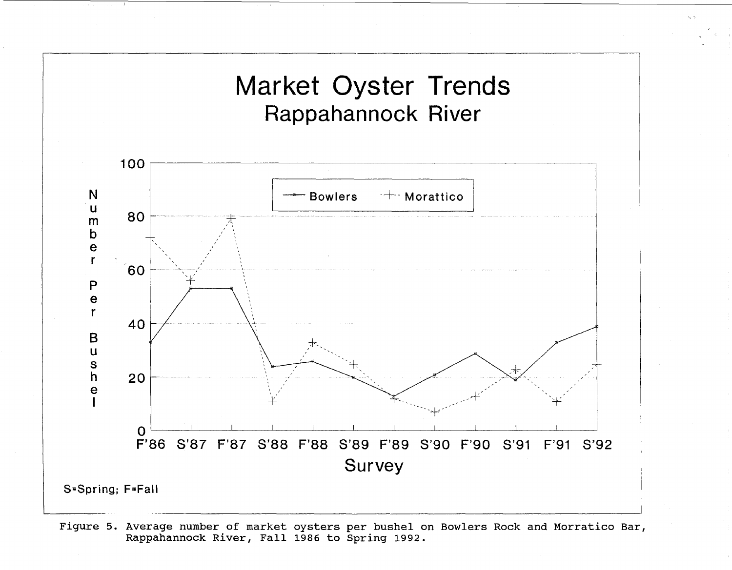Market Oyster Trends
Rappahannock River

Number Per Bushel

100
80
60
40
20
0

Bowlers
Morattico

F'86 S'87 F'87 S'88 F'88 S'89 F'89 S'90 F'90 S'91 F'91 S'92

Survey

S=Spring; F=Fall

Figure 5. Average number of market oysters per bushel on Bowlers Rock and Morratico Bar, Rappahannock River, Fall 1986 to Spring 1992.